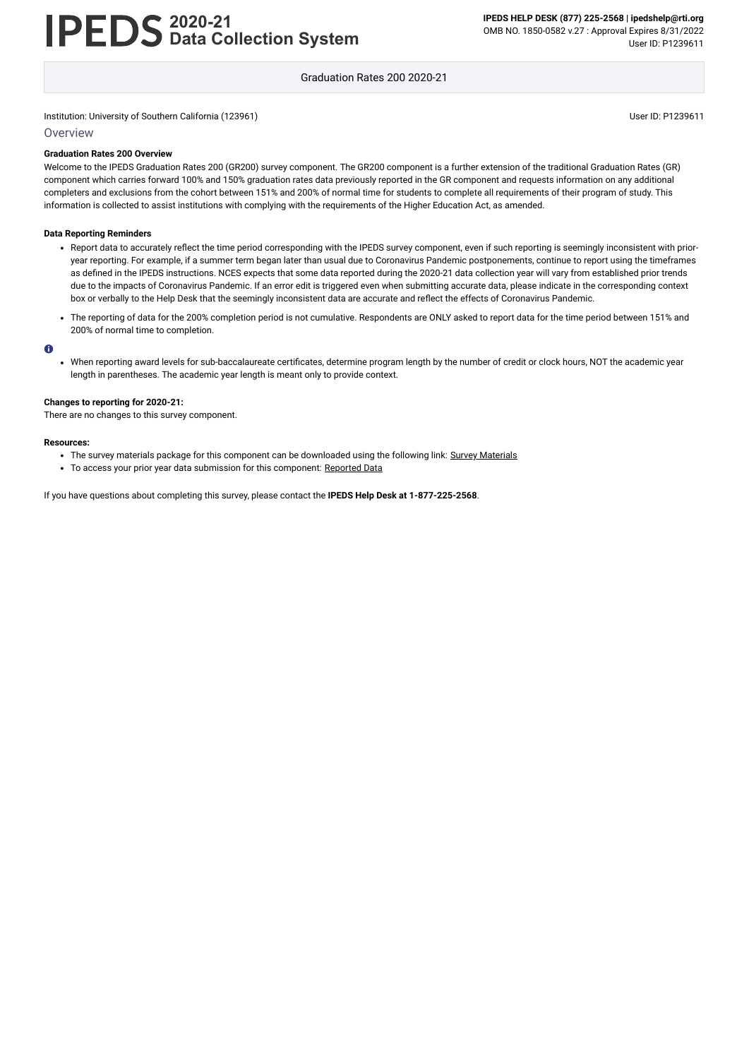# IPEDS 2020-21 Data Collection System

**IPEDS HELP DESK (877) 225-2568 | ipedshelp@rti.org**
OMB NO. 1850-0582 v.27 : Approval Expires 8/31/2022
User ID: P1239611

Graduation Rates 200 2020-21

Institution: University of Southern California (123961)

User ID: P1239611

## Overview

**Graduation Rates 200 Overview**

Welcome to the IPEDS Graduation Rates 200 (GR200) survey component. The GR200 component is a further extension of the traditional Graduation Rates (GR) component which carries forward 100% and 150% graduation rates data previously reported in the GR component and requests information on any additional completers and exclusions from the cohort between 151% and 200% of normal time for students to complete all requirements of their program of study. This information is collected to assist institutions with complying with the requirements of the Higher Education Act, as amended.

**Data Reporting Reminders**

- Report data to accurately reflect the time period corresponding with the IPEDS survey component, even if such reporting is seemingly inconsistent with prior-year reporting. For example, if a summer term began later than usual due to Coronavirus Pandemic postponements, continue to report using the timeframes as defined in the IPEDS instructions. NCES expects that some data reported during the 2020-21 data collection year will vary from established prior trends due to the impacts of Coronavirus Pandemic. If an error edit is triggered even when submitting accurate data, please indicate in the corresponding context box or verbally to the Help Desk that the seemingly inconsistent data are accurate and reflect the effects of Coronavirus Pandemic.
- The reporting of data for the 200% completion period is not cumulative. Respondents are ONLY asked to report data for the time period between 151% and 200% of normal time to completion.

- When reporting award levels for sub-baccalaureate certificates, determine program length by the number of credit or clock hours, NOT the academic year length in parentheses. The academic year length is meant only to provide context.

**Changes to reporting for 2020-21:**

There are no changes to this survey component.

**Resources:**

- The survey materials package for this component can be downloaded using the following link: Survey Materials
- To access your prior year data submission for this component: Reported Data

If you have questions about completing this survey, please contact the **IPEDS Help Desk at 1-877-225-2568**.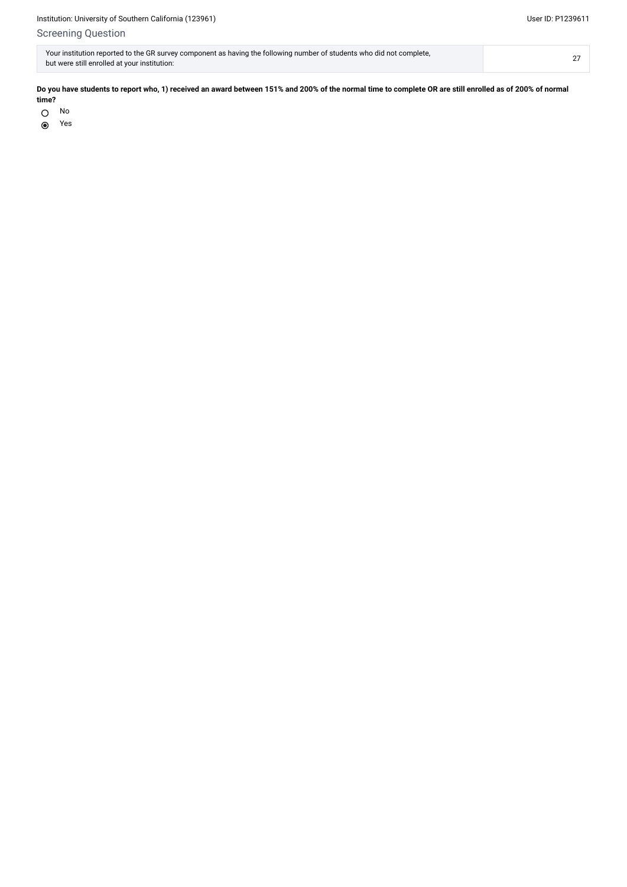## Screening Question

| Your institution reported to the GR survey component as having the following number of students who did not complete, but were still enrolled at your institution: | 27 |
|---|---|

**Do you have students to report who, 1) received an award between 151% and 200% of the normal time to complete OR are still enrolled as of 200% of normal time?**

- ○ No
- ◉ Yes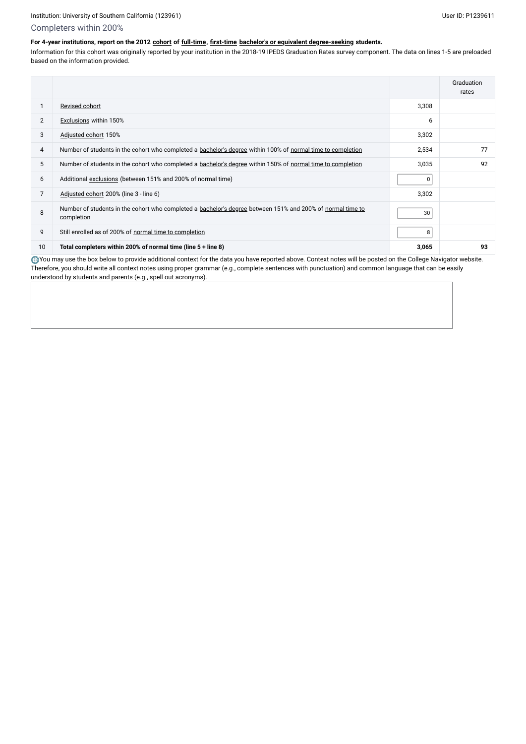Institution: University of Southern California (123961)

User ID: P1239611

## Completers within 200%

**For 4-year institutions, report on the 2012 cohort of full-time, first-time bachelor's or equivalent degree-seeking students.**

Information for this cohort was originally reported by your institution in the 2018-19 IPEDS Graduation Rates survey component. The data on lines 1-5 are preloaded based on the information provided.

| | | | Graduation rates |
|---|---|---|---|
| 1 | Revised cohort | 3,308 | |
| 2 | Exclusions within 150% | 6 | |
| 3 | Adjusted cohort 150% | 3,302 | |
| 4 | Number of students in the cohort who completed a bachelor's degree within 100% of normal time to completion | 2,534 | 77 |
| 5 | Number of students in the cohort who completed a bachelor's degree within 150% of normal time to completion | 3,035 | 92 |
| 6 | Additional exclusions (between 151% and 200% of normal time) | 0 | |
| 7 | Adjusted cohort 200% (line 3 - line 6) | 3,302 | |
| 8 | Number of students in the cohort who completed a bachelor's degree between 151% and 200% of normal time to completion | 30 | |
| 9 | Still enrolled as of 200% of normal time to completion | 8 | |
| 10 | **Total completers within 200% of normal time (line 5 + line 8)** | **3,065** | **93** |

You may use the box below to provide additional context for the data you have reported above. Context notes will be posted on the College Navigator website. Therefore, you should write all context notes using proper grammar (e.g., complete sentences with punctuation) and common language that can be easily understood by students and parents (e.g., spell out acronyms).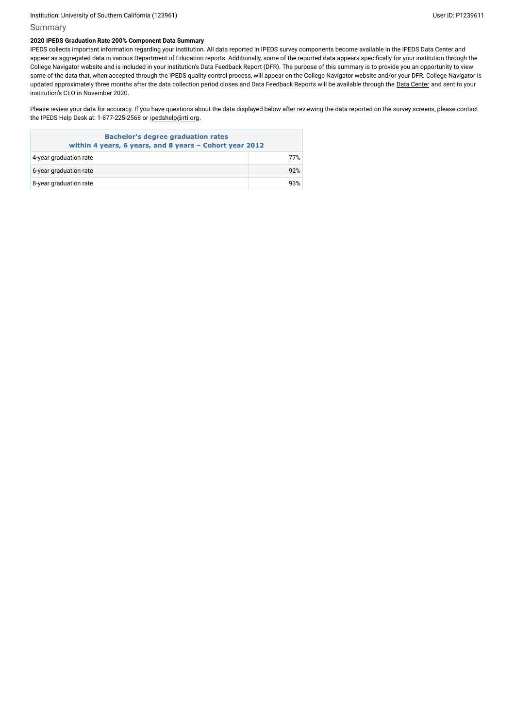Institution: University of Southern California (123961) User ID: P1239611

## Summary

**2020 IPEDS Graduation Rate 200% Component Data Summary**

IPEDS collects important information regarding your institution. All data reported in IPEDS survey components become available in the IPEDS Data Center and appear as aggregated data in various Department of Education reports. Additionally, some of the reported data appears specifically for your institution through the College Navigator website and is included in your institution's Data Feedback Report (DFR). The purpose of this summary is to provide you an opportunity to view some of the data that, when accepted through the IPEDS quality control process, will appear on the College Navigator website and/or your DFR. College Navigator is updated approximately three months after the data collection period closes and Data Feedback Reports will be available through the Data Center and sent to your institution's CEO in November 2020.

Please review your data for accuracy. If you have questions about the data displayed below after reviewing the data reported on the survey screens, please contact the IPEDS Help Desk at: 1-877-225-2568 or ipedshelp@rti.org.

| Bachelor's degree graduation rates within 4 years, 6 years, and 8 years – Cohort year 2012 | |
|---|---|
| 4-year graduation rate | 77% |
| 6-year graduation rate | 92% |
| 8-year graduation rate | 93% |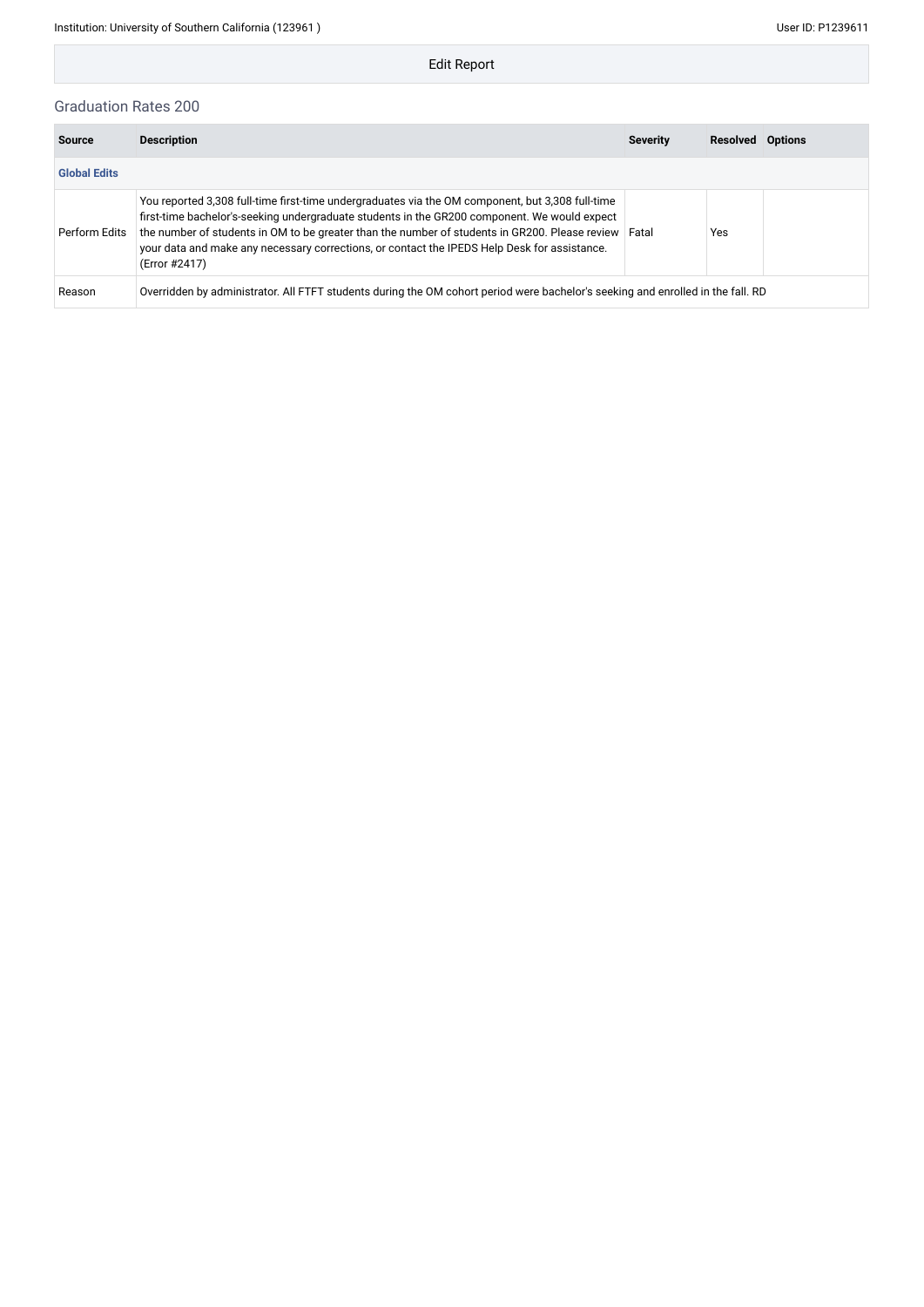Institution: University of Southern California (123961 )

User ID: P1239611

Edit Report

## Graduation Rates 200

| Source | Description | Severity | Resolved | Options |
|---|---|---|---|---|
| **Global Edits** | | | | |
| Perform Edits | You reported 3,308 full-time first-time undergraduates via the OM component, but 3,308 full-time first-time bachelor's-seeking undergraduate students in the GR200 component. We would expect the number of students in OM to be greater than the number of students in GR200. Please review your data and make any necessary corrections, or contact the IPEDS Help Desk for assistance. (Error #2417) | Fatal | Yes | |
| Reason | Overridden by administrator. All FTFT students during the OM cohort period were bachelor's seeking and enrolled in the fall. RD | | | |